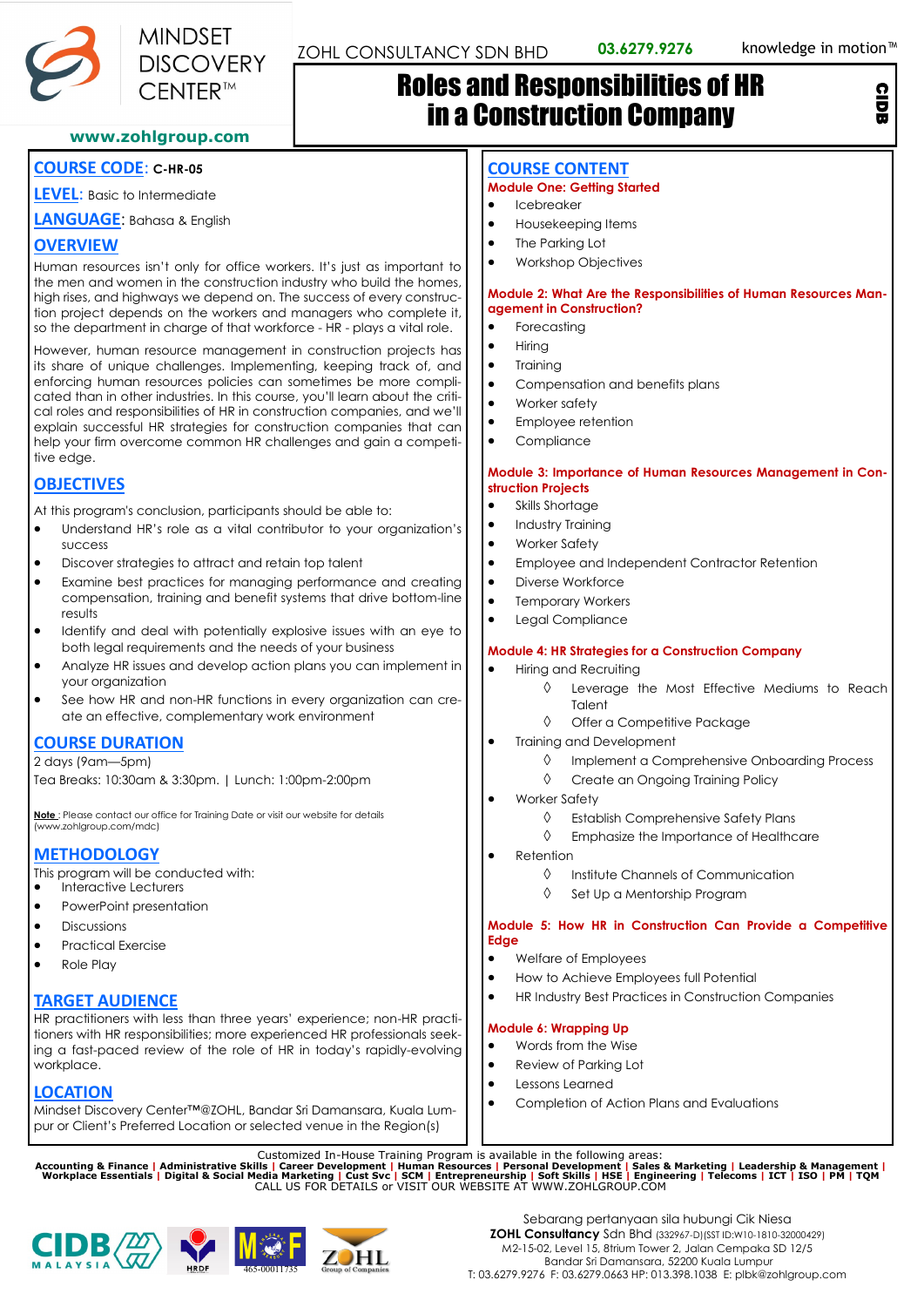MINDSET DISCOVERY CENTER™

www.zohlgroup.com

ZOHL CONSULTANCY SDN BHD 03.6279.9276 knowledge in motion™

# Roles and Responsibilities of HR in a Construction Company

CIDB

## COURSE CODE: C-HR-05

## LEVEL: Basic to Intermediate

## LANGUAGE: Bahasa & English

## OVERVIEW

Human resources isn't only for office workers. It's just as important to the men and women in the construction industry who build the homes, high rises, and highways we depend on. The success of every construction project depends on the workers and managers who complete it, so the department in charge of that workforce - HR - plays a vital role.

However, human resource management in construction projects has its share of unique challenges. Implementing, keeping track of, and enforcing human resources policies can sometimes be more complicated than in other industries. In this course, you'll learn about the critical roles and responsibilities of HR in construction companies, and we'll explain successful HR strategies for construction companies that can help your firm overcome common HR challenges and gain a competitive edge.

## OBJECTIVES

At this program's conclusion, participants should be able to:

- Understand HR's role as a vital contributor to your organization's success
- Discover strategies to attract and retain top talent
- Examine best practices for managing performance and creating compensation, training and benefit systems that drive bottom-line results
- Identify and deal with potentially explosive issues with an eye to both legal requirements and the needs of your business
- Analyze HR issues and develop action plans you can implement in your organization
- See how HR and non-HR functions in every organization can create an effective, complementary work environment

## COURSE DURATION

2 days (9am—5pm)

Tea Breaks: 10:30am & 3:30pm. | Lunch: 1:00pm-2:00pm

Note : Please contact our office for Training Date or visit our website for details (www.zohlgroup.com/mdc)

## METHODOLOGY

This program will be conducted with:

- Interactive Lecturers
- PowerPoint presentation
- Discussions
- Practical Exercise
- Role Play

## TARGET AUDIENCE

HR practitioners with less than three years' experience; non-HR practitioners with HR responsibilities; more experienced HR professionals seeking a fast-paced review of the role of HR in today's rapidly-evolving workplace.

## LOCATION

Mindset Discovery Center™@ZOHL, Bandar Sri Damansara, Kuala Lumpur or Client's Preferred Location or selected venue in the Region(s)

## COURSE CONTENT

### Module One: Getting Started

- Icebreaker
- Housekeeping Items
- The Parking Lot
- Workshop Objectives

### Module 2: What Are the Responsibilities of Human Resources Management in Construction?

- Forecasting
- Hiring
- Training
- Compensation and benefits plans
- Worker safety
- Employee retention
- Compliance

### Module 3: Importance of Human Resources Management in Construction Projects

- Skills Shortage
- Industry Training
- Worker Safety
- Employee and Independent Contractor Retention
- Diverse Workforce
- Temporary Workers
- Legal Compliance

### Module 4: HR Strategies for a Construction Company

- Hiring and Recruiting
  - Leverage the Most Effective Mediums to Reach Talent
  - Offer a Competitive Package
- Training and Development
  - Implement a Comprehensive Onboarding Process
  - Create an Ongoing Training Policy
- Worker Safety
  - Establish Comprehensive Safety Plans
  - Emphasize the Importance of Healthcare
- Retention
  - Institute Channels of Communication
  - Set Up a Mentorship Program

### Module 5: How HR in Construction Can Provide a Competitive Edge

- Welfare of Employees
- How to Achieve Employees full Potential
- HR Industry Best Practices in Construction Companies

### Module 6: Wrapping Up

- Words from the Wise
- Review of Parking Lot
- Lessons Learned
- Completion of Action Plans and Evaluations

Customized In-House Training Program is available in the following areas:

**Accounting & Finance | Administrative Skills | Career Development | Human Resources | Personal Development | Sales & Marketing | Leadership & Management | Workplace Essentials | Digital & Social Media Marketing | Cust Svc | SCM | Entrepreneurship | Soft Skills | HSE | Engineering | Telecoms | ICT | ISO | PM | TQM**

CALL US FOR DETAILS or VISIT OUR WEBSITE AT WWW.ZOHLGROUP.COM

CIDB MALAYSIA | HRDF | MOF 465-00011735 | ZOHL Group of Companies

Sebarang pertanyaan sila hubungi Cik Niesa
**ZOHL Consultancy** Sdn Bhd (332967-D)(SST ID:W10-1810-32000429)
M2-15-02, Level 15, 8trium Tower 2, Jalan Cempaka SD 12/5
Bandar Sri Damansara, 52200 Kuala Lumpur
T: 03.6279.9276 F: 03.6279.0663 HP: 013.398.1038 E: plbk@zohlgroup.com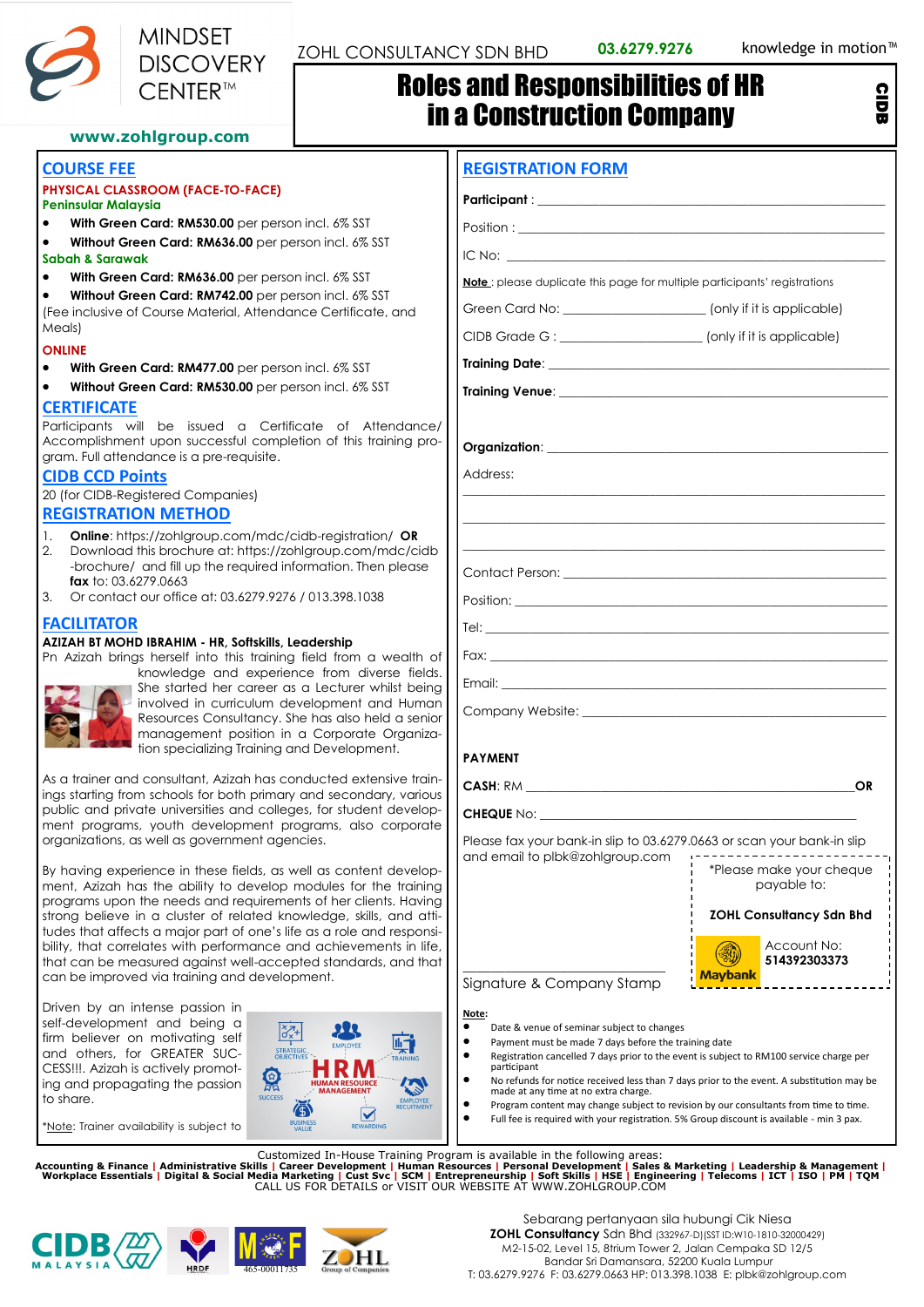MINDSET DISCOVERY CENTER™

www.zohlgroup.com

ZOHL CONSULTANCY SDN BHD 03.6279.9276 knowledge in motion™

# Roles and Responsibilities of HR in a Construction Company

CIDB

## COURSE FEE

**PHYSICAL CLASSROOM (FACE-TO-FACE)**

**Peninsular Malaysia**

- **With Green Card: RM530.00** per person incl. 6% SST
- **Without Green Card: RM636.00** per person incl. 6% SST

**Sabah & Sarawak**

- **With Green Card: RM636.00** per person incl. 6% SST
- **Without Green Card: RM742.00** per person incl. 6% SST

(Fee inclusive of Course Material, Attendance Certificate, and Meals)

**ONLINE**

- **With Green Card: RM477.00** per person incl. 6% SST
- **Without Green Card: RM530.00** per person incl. 6% SST

## CERTIFICATE

Participants will be issued a Certificate of Attendance/ Accomplishment upon successful completion of this training program. Full attendance is a pre-requisite.

## CIDB CCD Points

20 (for CIDB-Registered Companies)

## REGISTRATION METHOD

1. **Online**: https://zohlgroup.com/mdc/cidb-registration/ **OR**
2. Download this brochure at: https://zohlgroup.com/mdc/cidb-brochure/ and fill up the required information. Then please **fax** to: 03.6279.0663
3. Or contact our office at: 03.6279.9276 / 013.398.1038

## FACILITATOR

**AZIZAH BT MOHD IBRAHIM - HR, Softskills, Leadership**

Pn Azizah brings herself into this training field from a wealth of knowledge and experience from diverse fields. She started her career as a Lecturer whilst being involved in curriculum development and Human Resources Consultancy. She has also held a senior management position in a Corporate Organization specializing Training and Development.

As a trainer and consultant, Azizah has conducted extensive trainings starting from schools for both primary and secondary, various public and private universities and colleges, for student development programs, youth development programs, also corporate organizations, as well as government agencies.

By having experience in these fields, as well as content development, Azizah has the ability to develop modules for the training programs upon the needs and requirements of her clients. Having strong believe in a cluster of related knowledge, skills, and attitudes that affects a major part of one's life as a role and responsibility, that correlates with performance and achievements in life, that can be measured against well-accepted standards, and that can be improved via training and development.

Driven by an intense passion in self-development and being a firm believer on motivating self and others, for GREATER SUCCESS!!!. Azizah is actively promoting and propagating the passion to share.

*Note: Trainer availability is subject to

## REGISTRATION FORM

**Participant** : ____________________

Position : ____________________

IC No: ____________________

**Note** : please duplicate this page for multiple participants' registrations

Green Card No: ____________ (only if it is applicable)

CIDB Grade G : ____________ (only if it is applicable)

**Training Date**: ____________________

**Training Venue**: ____________________

**Organization**: ____________________

Address: ____________________

Contact Person: ____________________

Position: ____________________

Tel: ____________________

Fax: ____________________

Email: ____________________

Company Website: ____________________

**PAYMENT**

**CASH**: RM ____________________ **OR**

**CHEQUE** No: ____________________

Please fax your bank-in slip to 03.6279.0663 or scan your bank-in slip and email to plbk@zohlgroup.com

*Please make your cheque payable to:

**ZOHL Consultancy Sdn Bhd**

Maybank Account No: **514392303373**

Signature & Company Stamp

**Note:**

- Date & venue of seminar subject to changes
- Payment must be made 7 days before the training date
- Registration cancelled 7 days prior to the event is subject to RM100 service charge per participant
- No refunds for notice received less than 7 days prior to the event. A substitution may be made at any time at no extra charge.
- Program content may change subject to revision by our consultants from time to time.
- Full fee is required with your registration. 5% Group discount is available - min 3 pax.

Customized In-House Training Program is available in the following areas:

**Accounting & Finance | Administrative Skills | Career Development | Human Resources | Personal Development | Sales & Marketing | Leadership & Management | Workplace Essentials | Digital & Social Media Marketing | Cust Svc | SCM | Entrepreneurship | Soft Skills | HSE | Engineering | Telecoms | ICT | ISO | PM | TQM**

CALL US FOR DETAILS or VISIT OUR WEBSITE AT WWW.ZOHLGROUP.COM

Sebarang pertanyaan sila hubungi Cik Niesa

**ZOHL Consultancy** Sdn Bhd (332967-D)(SST ID:W10-1810-32000429)

M2-15-02, Level 15, 8trium Tower 2, Jalan Cempaka SD 12/5

Bandar Sri Damansara, 52200 Kuala Lumpur

T: 03.6279.9276 F: 03.6279.0663 HP: 013.398.1038 E: plbk@zohlgroup.com